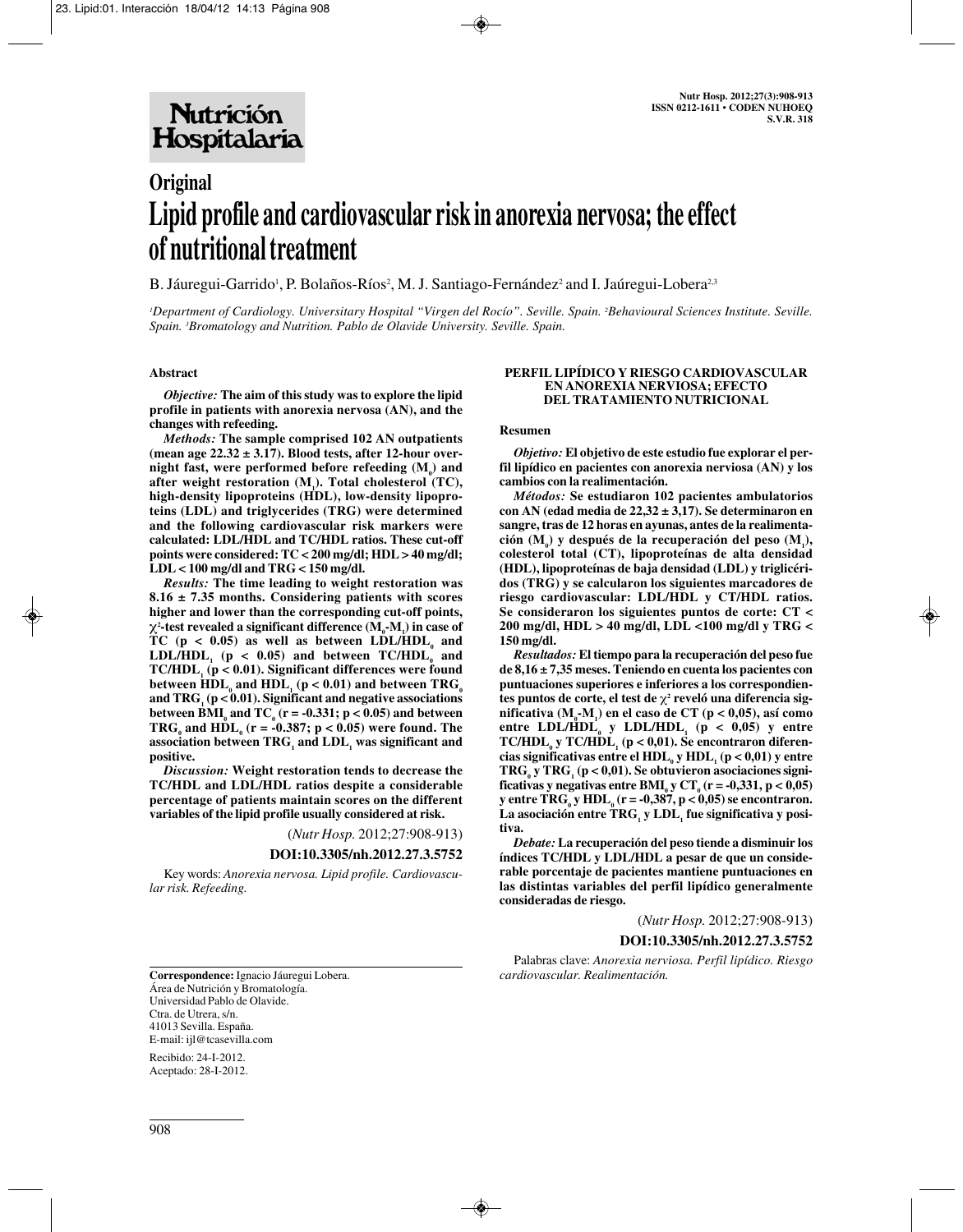# Original

# Lipid profile and cardiovascular risk in anorexia nervosa; the effect of nutritional treatment

B. Jáuregui-Garrido[1], P. Bolaños-Ríos[2], M. J. Santiago-Fernández[2] and I. Jaúregui-Lobera[2,3]

[1]Department of Cardiology. Universitary Hospital "Virgen del Rocío". Seville. Spain. [2]Behavioural Sciences Institute. Seville. Spain. [3]Bromatology and Nutrition. Pablo de Olavide University. Seville. Spain.

### Abstract

***Objective:*** **The aim of this study was to explore the lipid profile in patients with anorexia nervosa (AN), and the changes with refeeding.**

***Methods:*** **The sample comprised 102 AN outpatients (mean age 22.32 ± 3.17). Blood tests, after 12-hour overnight fast, were performed before refeeding ($M_0$) and after weight restoration ($M_1$). Total cholesterol (TC), high-density lipoproteins (HDL), low-density lipoproteins (LDL) and triglycerides (TRG) were determined and the following cardiovascular risk markers were calculated: LDL/HDL and TC/HDL ratios. These cut-off points were considered: TC < 200 mg/dl; HDL > 40 mg/dl; LDL < 100 mg/dl and TRG < 150 mg/dl.**

***Results:*** **The time leading to weight restoration was 8.16 ± 7.35 months. Considering patients with scores higher and lower than the corresponding cut-off points, $\chi^2$-test revealed a significant difference ($M_0$-$M_1$) in case of TC ($p < 0.05$) as well as between $LDL/HDL_0$ and $LDL/HDL_1$ ($p < 0.05$) and between $TC/HDL_0$ and $TC/HDL_1$ ($p < 0.01$). Significant differences were found between $HDL_0$ and $HDL_1$ ($p < 0.01$) and between $TRG_0$ and $TRG_1$ ($p < 0.01$). Significant and negative associations between $BMI_0$ and $TC_0$ ($r = -0.331$; $p < 0.05$) and between $TRG_0$ and $HDL_0$ ($r = -0.387$; $p < 0.05$) were found. The association between $TRG_1$ and $LDL_1$ was significant and positive.**

***Discussion:*** **Weight restoration tends to decrease the TC/HDL and LDL/HDL ratios despite a considerable percentage of patients maintain scores on the different variables of the lipid profile usually considered at risk.**

(*Nutr Hosp.* 2012;27:908-913)

**DOI:10.3305/nh.2012.27.3.5752**

Key words: *Anorexia nervosa. Lipid profile. Cardiovascular risk. Refeeding.*

### PERFIL LIPÍDICO Y RIESGO CARDIOVASCULAR EN ANOREXIA NERVIOSA; EFECTO DEL TRATAMIENTO NUTRICIONAL

#### Resumen

***Objetivo:*** **El objetivo de este estudio fue explorar el perfil lipídico en pacientes con anorexia nerviosa (AN) y los cambios con la realimentación.**

***Métodos:*** **Se estudiaron 102 pacientes ambulatorios con AN (edad media de 22,32 ± 3,17). Se determinaron en sangre, tras de 12 horas en ayunas, antes de la realimentación ($M_0$) y después de la recuperación del peso ($M_1$), colesterol total (CT), lipoproteínas de alta densidad (HDL), lipoproteínas de baja densidad (LDL) y triglicéridos (TRG) y se calcularon los siguientes marcadores de riesgo cardiovascular: LDL/HDL y CT/HDL ratios. Se consideraron los siguientes puntos de corte: CT < 200 mg/dl, HDL > 40 mg/dl, LDL <100 mg/dl y TRG < 150 mg/dl.**

***Resultados:*** **El tiempo para la recuperación del peso fue de 8,16 ± 7,35 meses. Teniendo en cuenta los pacientes con puntuaciones superiores e inferiores a los correspondientes puntos de corte, el test de $\chi^2$ reveló una diferencia significativa ($M_0$-$M_1$) en el caso de CT ($p < 0,05$), así como entre $LDL/HDL_0$ y $LDL/HDL_1$ ($p < 0,05$) y entre $TC/HDL_0$ y $TC/HDL_1$ ($p < 0,01$). Se encontraron diferencias significativas entre el $HDL_0$ y $HDL_1$ ($p < 0,01$) y entre $TRG_0$ y $TRG_1$ ($p < 0,01$). Se obtuvieron asociaciones significativas y negativas entre $BMI_0$ y $CT_0$ ($r = -0,331$, $p < 0,05$) y entre $TRG_0$ y $HDL_0$ ($r = -0,387$, $p < 0,05$) se encontraron. La asociación entre $TRG_1$ y $LDL_1$ fue significativa y positiva.**

***Debate:*** **La recuperación del peso tiende a disminuir los índices TC/HDL y LDL/HDL a pesar de que un considerable porcentaje de pacientes mantiene puntuaciones en las distintas variables del perfil lipídico generalmente consideradas de riesgo.**

(*Nutr Hosp.* 2012;27:908-913)

**DOI:10.3305/nh.2012.27.3.5752**

Palabras clave: *Anorexia nerviosa. Perfil lipídico. Riesgo cardiovascular. Realimentación.*

---

**Correspondence:** Ignacio Jáuregui Lobera.
Área de Nutrición y Bromatología.
Universidad Pablo de Olavide.
Ctra. de Utrera, s/n.
41013 Sevilla. España.
E-mail: ijl@tcasevilla.com

Recibido: 24-I-2012.
Aceptado: 28-I-2012.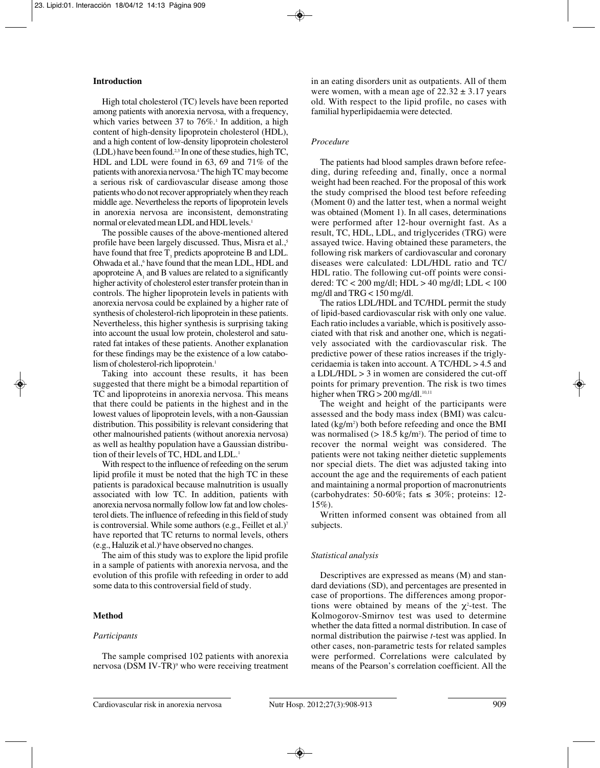## Introduction

High total cholesterol (TC) levels have been reported among patients with anorexia nervosa, with a frequency, which varies between 37 to 76%.[1] In addition, a high content of high-density lipoprotein cholesterol (HDL), and a high content of low-density lipoprotein cholesterol (LDL) have been found.[2,3] In one of these studies, high TC, HDL and LDL were found in 63, 69 and 71% of the patients with anorexia nervosa.[4] The high TC may become a serious risk of cardiovascular disease among those patients who do not recover appropriately when they reach middle age. Nevertheless the reports of lipoprotein levels in anorexia nervosa are inconsistent, demonstrating normal or elevated mean LDL and HDL levels.[1]

The possible causes of the above-mentioned altered profile have been largely discussed. Thus, Misra et al.,[5] have found that free $T_3$ predicts apoproteine B and LDL. Ohwada et al.,[6] have found that the mean LDL, HDL and apoproteine $A_1$ and B values are related to a significantly higher activity of cholesterol ester transfer protein than in controls. The higher lipoprotein levels in patients with anorexia nervosa could be explained by a higher rate of synthesis of cholesterol-rich lipoprotein in these patients. Nevertheless, this higher synthesis is surprising taking into account the usual low protein, cholesterol and saturated fat intakes of these patients. Another explanation for these findings may be the existence of a low catabolism of cholesterol-rich lipoprotein.[1]

Taking into account these results, it has been suggested that there might be a bimodal repartition of TC and lipoproteins in anorexia nervosa. This means that there could be patients in the highest and in the lowest values of lipoprotein levels, with a non-Gaussian distribution. This possibility is relevant considering that other malnourished patients (without anorexia nervosa) as well as healthy population have a Gaussian distribution of their levels of TC, HDL and LDL.[1]

With respect to the influence of refeeding on the serum lipid profile it must be noted that the high TC in these patients is paradoxical because malnutrition is usually associated with low TC. In addition, patients with anorexia nervosa normally follow low fat and low cholesterol diets. The influence of refeeding in this field of study is controversial. While some authors (e.g., Feillet et al.)[7] have reported that TC returns to normal levels, others (e.g., Haluzik et al.)[8] have observed no changes.

The aim of this study was to explore the lipid profile in a sample of patients with anorexia nervosa, and the evolution of this profile with refeeding in order to add some data to this controversial field of study.

## Method

### *Participants*

The sample comprised 102 patients with anorexia nervosa (DSM IV-TR)[9] who were receiving treatment in an eating disorders unit as outpatients. All of them were women, with a mean age of 22.32 ± 3.17 years old. With respect to the lipid profile, no cases with familial hyperlipidaemia were detected.

### *Procedure*

The patients had blood samples drawn before refeeding, during refeeding and, finally, once a normal weight had been reached. For the proposal of this work the study comprised the blood test before refeeding (Moment 0) and the latter test, when a normal weight was obtained (Moment 1). In all cases, determinations were performed after 12-hour overnight fast. As a result, TC, HDL, LDL, and triglycerides (TRG) were assayed twice. Having obtained these parameters, the following risk markers of cardiovascular and coronary diseases were calculated: LDL/HDL ratio and TC/HDL ratio. The following cut-off points were considered: TC < 200 mg/dl; HDL > 40 mg/dl; LDL < 100 mg/dl and TRG < 150 mg/dl.

The ratios LDL/HDL and TC/HDL permit the study of lipid-based cardiovascular risk with only one value. Each ratio includes a variable, which is positively associated with that risk and another one, which is negatively associated with the cardiovascular risk. The predictive power of these ratios increases if the triglyceridaemia is taken into account. A TC/HDL > 4.5 and a LDL/HDL > 3 in women are considered the cut-off points for primary prevention. The risk is two times higher when TRG > 200 mg/dl.[10,11]

The weight and height of the participants were assessed and the body mass index (BMI) was calculated (kg/m$^2$) both before refeeding and once the BMI was normalised (> 18.5 kg/m$^2$). The period of time to recover the normal weight was considered. The patients were not taking neither dietetic supplements nor special diets. The diet was adjusted taking into account the age and the requirements of each patient and maintaining a normal proportion of macronutrients (carbohydrates: 50-60%; fats ≤ 30%; proteins: 12-15%).

Written informed consent was obtained from all subjects.

### *Statistical analysis*

Descriptives are expressed as means (M) and standard deviations (SD), and percentages are presented in case of proportions. The differences among proportions were obtained by means of the $\chi^2$-test. The Kolmogorov-Smirnov test was used to determine whether the data fitted a normal distribution. In case of normal distribution the pairwise *t*-test was applied. In other cases, non-parametric tests for related samples were performed. Correlations were calculated by means of the Pearson's correlation coefficient. All the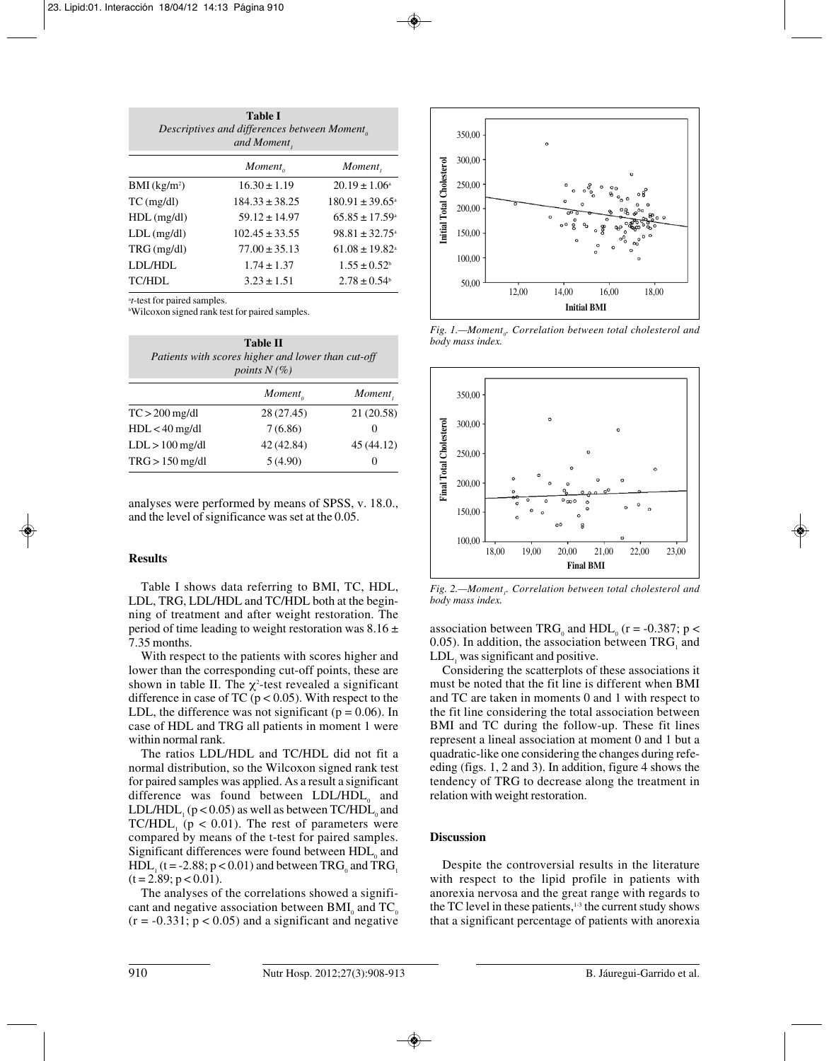**Table I**
*Descriptives and differences between $Moment_0$ and $Moment_1$*

| | $Moment_0$ | $Moment_1$ |
|---|---|---|
| BMI (kg/m²) | 16.30 ± 1.19 | 20.19 ± 1.06[a] |
| TC (mg/dl) | 184.33 ± 38.25 | 180.91 ± 39.65[a] |
| HDL (mg/dl) | 59.12 ± 14.97 | 65.85 ± 17.59[a] |
| LDL (mg/dl) | 102.45 ± 33.55 | 98.81 ± 32.75[a] |
| TRG (mg/dl) | 77.00 ± 35.13 | 61.08 ± 19.82[a] |
| LDL/HDL | 1.74 ± 1.37 | 1.55 ± 0.52[b] |
| TC/HDL | 3.23 ± 1.51 | 2.78 ± 0.54[b] |

[a]*t*-test for paired samples.
[b]Wilcoxon signed rank test for paired samples.

**Table II**
*Patients with scores higher and lower than cut-off points N (%)*

| | $Moment_0$ | $Moment_1$ |
|---|---|---|
| TC > 200 mg/dl | 28 (27.45) | 21 (20.58) |
| HDL < 40 mg/dl | 7 (6.86) | 0 |
| LDL > 100 mg/dl | 42 (42.84) | 45 (44.12) |
| TRG > 150 mg/dl | 5 (4.90) | 0 |

analyses were performed by means of SPSS, v. 18.0., and the level of significance was set at the 0.05.

## Results

Table I shows data referring to BMI, TC, HDL, LDL, TRG, LDL/HDL and TC/HDL both at the beginning of treatment and after weight restoration. The period of time leading to weight restoration was 8.16 ± 7.35 months.

With respect to the patients with scores higher and lower than the corresponding cut-off points, these are shown in table II. The $\chi^2$-test revealed a significant difference in case of TC ($p < 0.05$). With respect to the LDL, the difference was not significant ($p = 0.06$). In case of HDL and TRG all patients in moment 1 were within normal rank.

The ratios LDL/HDL and TC/HDL did not fit a normal distribution, so the Wilcoxon signed rank test for paired samples was applied. As a result a significant difference was found between $LDL/HDL_0$ and $LDL/HDL_1$ ($p < 0.05$) as well as between $TC/HDL_0$ and $TC/HDL_1$ ($p < 0.01$). The rest of parameters were compared by means of the t-test for paired samples. Significant differences were found between $HDL_0$ and $HDL_1$ ($t = -2.88$; $p < 0.01$) and between $TRG_0$ and $TRG_1$ ($t = 2.89$; $p < 0.01$).

The analyses of the correlations showed a significant and negative association between $BMI_0$ and $TC_0$ ($r = -0.331$; $p < 0.05$) and a significant and negative association between $TRG_0$ and $HDL_0$ ($r = -0.387$; $p < 0.05$). In addition, the association between $TRG_1$ and $LDL_1$ was significant and positive.

Considering the scatterplots of these associations it must be noted that the fit line is different when BMI and TC are taken in moments 0 and 1 with respect to the fit line considering the total association between BMI and TC during the follow-up. These fit lines represent a lineal association at moment 0 and 1 but a quadratic-like one considering the changes during refeeding (figs. 1, 2 and 3). In addition, figure 4 shows the tendency of TRG to decrease along the treatment in relation with weight restoration.

*Fig. 1.—$Moment_0$. Correlation between total cholesterol and body mass index.*

*Fig. 2.—$Moment_1$. Correlation between total cholesterol and body mass index.*

## Discussion

Despite the controversial results in the literature with respect to the lipid profile in patients with anorexia nervosa and the great range with regards to the TC level in these patients,[1-3] the current study shows that a significant percentage of patients with anorexia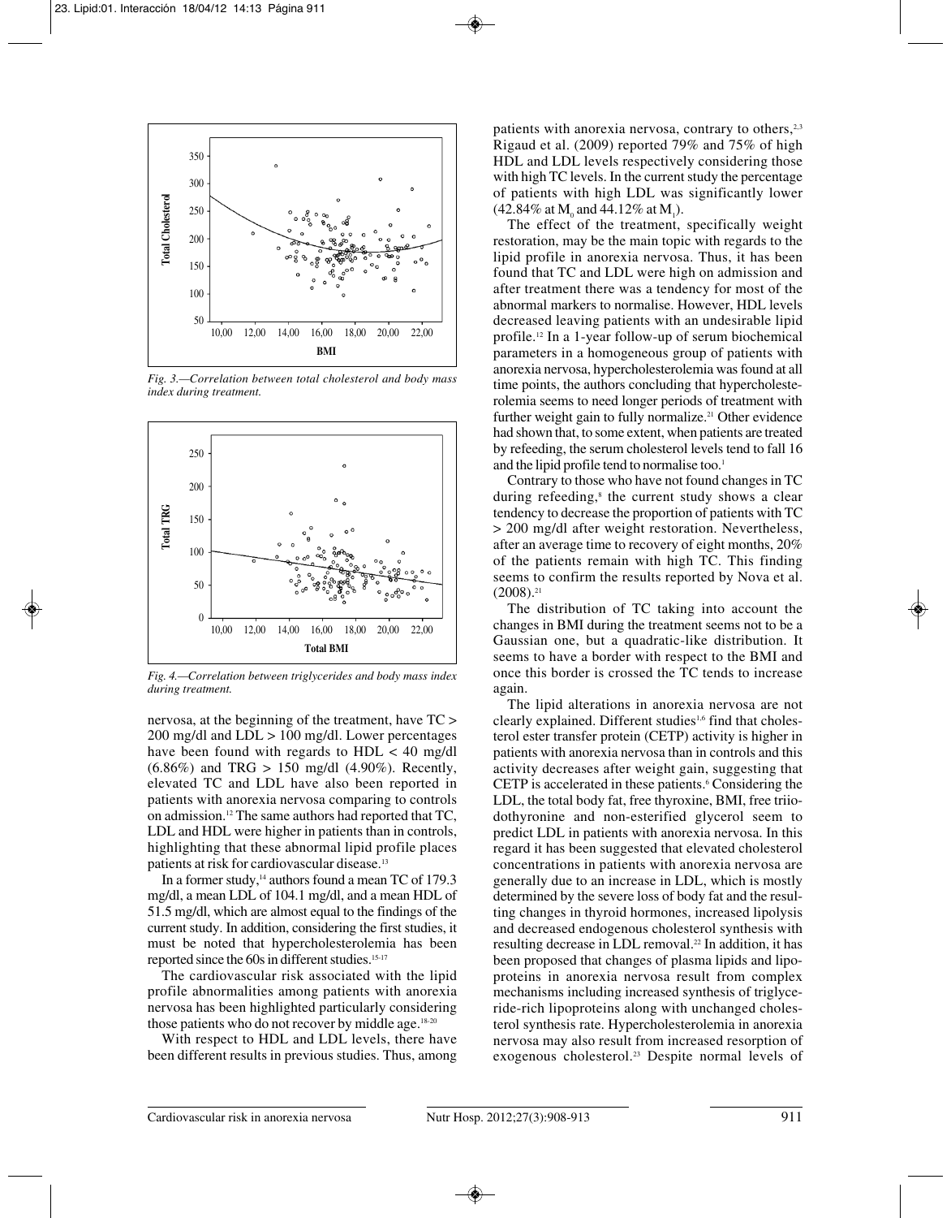*Fig. 3.—Correlation between total cholesterol and body mass index during treatment.*

*Fig. 4.—Correlation between triglycerides and body mass index during treatment.*

nervosa, at the beginning of the treatment, have TC > 200 mg/dl and LDL > 100 mg/dl. Lower percentages have been found with regards to HDL < 40 mg/dl (6.86%) and TRG > 150 mg/dl (4.90%). Recently, elevated TC and LDL have also been reported in patients with anorexia nervosa comparing to controls on admission.[12] The same authors had reported that TC, LDL and HDL were higher in patients than in controls, highlighting that these abnormal lipid profile places patients at risk for cardiovascular disease.[13]

In a former study,[14] authors found a mean TC of 179.3 mg/dl, a mean LDL of 104.1 mg/dl, and a mean HDL of 51.5 mg/dl, which are almost equal to the findings of the current study. In addition, considering the first studies, it must be noted that hypercholesterolemia has been reported since the 60s in different studies.[15-17]

The cardiovascular risk associated with the lipid profile abnormalities among patients with anorexia nervosa has been highlighted particularly considering those patients who do not recover by middle age.[18-20]

With respect to HDL and LDL levels, there have been different results in previous studies. Thus, among patients with anorexia nervosa, contrary to others,[2,3] Rigaud et al. (2009) reported 79% and 75% of high HDL and LDL levels respectively considering those with high TC levels. In the current study the percentage of patients with high LDL was significantly lower (42.84% at $M_0$ and 44.12% at $M_1$).

The effect of the treatment, specifically weight restoration, may be the main topic with regards to the lipid profile in anorexia nervosa. Thus, it has been found that TC and LDL were high on admission and after treatment there was a tendency for most of the abnormal markers to normalise. However, HDL levels decreased leaving patients with an undesirable lipid profile.[12] In a 1-year follow-up of serum biochemical parameters in a homogeneous group of patients with anorexia nervosa, hypercholesterolemia was found at all time points, the authors concluding that hypercholesterolemia seems to need longer periods of treatment with further weight gain to fully normalize.[21] Other evidence had shown that, to some extent, when patients are treated by refeeding, the serum cholesterol levels tend to fall 16 and the lipid profile tend to normalise too.[1]

Contrary to those who have not found changes in TC during refeeding,[8] the current study shows a clear tendency to decrease the proportion of patients with TC > 200 mg/dl after weight restoration. Nevertheless, after an average time to recovery of eight months, 20% of the patients remain with high TC. This finding seems to confirm the results reported by Nova et al. (2008).[21]

The distribution of TC taking into account the changes in BMI during the treatment seems not to be a Gaussian one, but a quadratic-like distribution. It seems to have a border with respect to the BMI and once this border is crossed the TC tends to increase again.

The lipid alterations in anorexia nervosa are not clearly explained. Different studies[1,6] find that cholesterol ester transfer protein (CETP) activity is higher in patients with anorexia nervosa than in controls and this activity decreases after weight gain, suggesting that CETP is accelerated in these patients.[6] Considering the LDL, the total body fat, free thyroxine, BMI, free triiodothyronine and non-esterified glycerol seem to predict LDL in patients with anorexia nervosa. In this regard it has been suggested that elevated cholesterol concentrations in patients with anorexia nervosa are generally due to an increase in LDL, which is mostly determined by the severe loss of body fat and the resulting changes in thyroid hormones, increased lipolysis and decreased endogenous cholesterol synthesis with resulting decrease in LDL removal.[22] In addition, it has been proposed that changes of plasma lipids and lipoproteins in anorexia nervosa result from complex mechanisms including increased synthesis of triglyceride-rich lipoproteins along with unchanged cholesterol synthesis rate. Hypercholesterolemia in anorexia nervosa may also result from increased resorption of exogenous cholesterol.[23] Despite normal levels of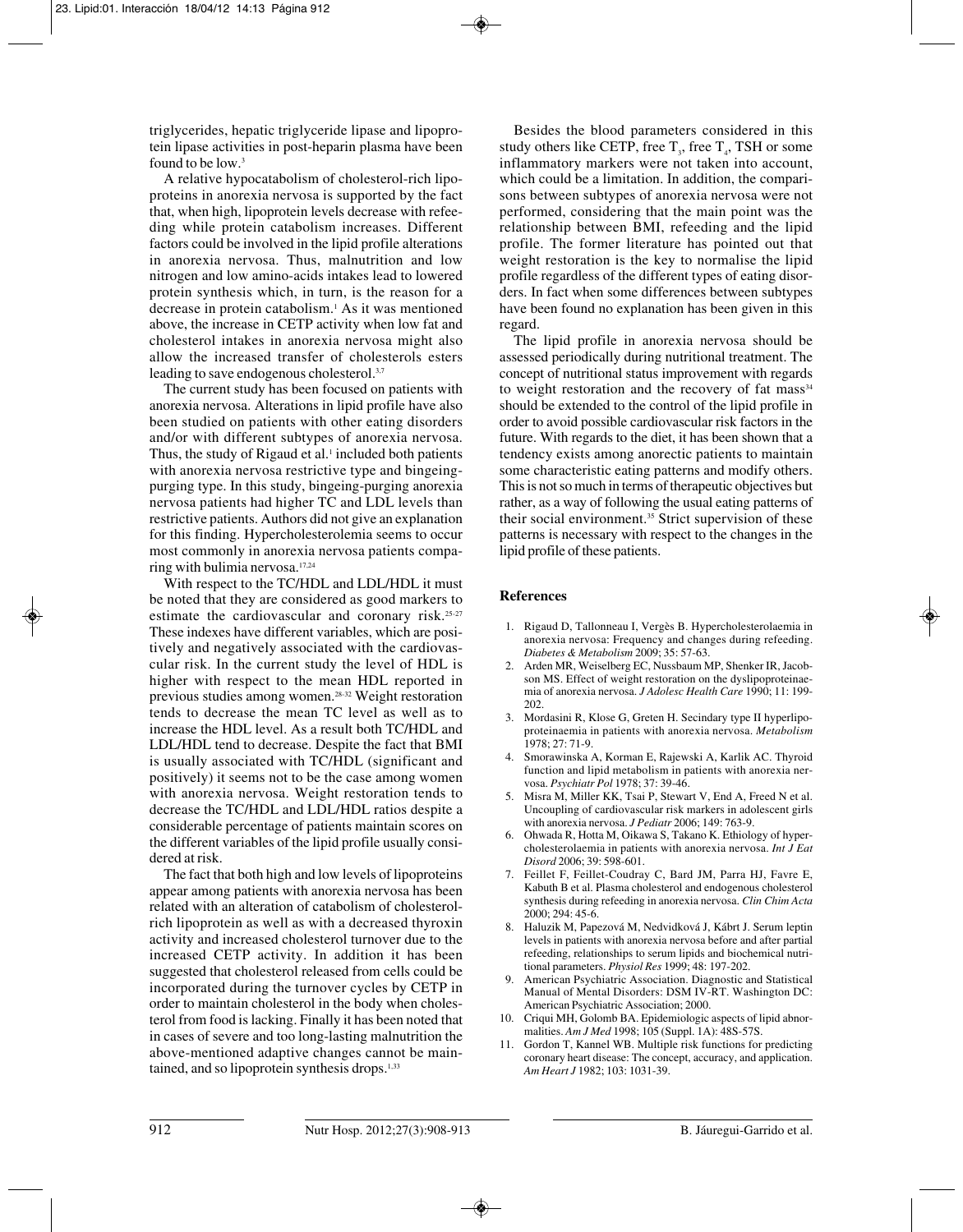triglycerides, hepatic triglyceride lipase and lipoprotein lipase activities in post-heparin plasma have been found to be low.[3]

A relative hypocatabolism of cholesterol-rich lipoproteins in anorexia nervosa is supported by the fact that, when high, lipoprotein levels decrease with refeeding while protein catabolism increases. Different factors could be involved in the lipid profile alterations in anorexia nervosa. Thus, malnutrition and low nitrogen and low amino-acids intakes lead to lowered protein synthesis which, in turn, is the reason for a decrease in protein catabolism.[1] As it was mentioned above, the increase in CETP activity when low fat and cholesterol intakes in anorexia nervosa might also allow the increased transfer of cholesterols esters leading to save endogenous cholesterol.[3,7]

The current study has been focused on patients with anorexia nervosa. Alterations in lipid profile have also been studied on patients with other eating disorders and/or with different subtypes of anorexia nervosa. Thus, the study of Rigaud et al.[1] included both patients with anorexia nervosa restrictive type and bingeing-purging type. In this study, bingeing-purging anorexia nervosa patients had higher TC and LDL levels than restrictive patients. Authors did not give an explanation for this finding. Hypercholesterolemia seems to occur most commonly in anorexia nervosa patients comparing with bulimia nervosa.[17,24]

With respect to the TC/HDL and LDL/HDL it must be noted that they are considered as good markers to estimate the cardiovascular and coronary risk.[25-27] These indexes have different variables, which are positively and negatively associated with the cardiovascular risk. In the current study the level of HDL is higher with respect to the mean HDL reported in previous studies among women.[28-32] Weight restoration tends to decrease the mean TC level as well as to increase the HDL level. As a result both TC/HDL and LDL/HDL tend to decrease. Despite the fact that BMI is usually associated with TC/HDL (significant and positively) it seems not to be the case among women with anorexia nervosa. Weight restoration tends to decrease the TC/HDL and LDL/HDL ratios despite a considerable percentage of patients maintain scores on the different variables of the lipid profile usually considered at risk.

The fact that both high and low levels of lipoproteins appear among patients with anorexia nervosa has been related with an alteration of catabolism of cholesterol-rich lipoprotein as well as with a decreased thyroxin activity and increased cholesterol turnover due to the increased CETP activity. In addition it has been suggested that cholesterol released from cells could be incorporated during the turnover cycles by CETP in order to maintain cholesterol in the body when cholesterol from food is lacking. Finally it has been noted that in cases of severe and too long-lasting malnutrition the above-mentioned adaptive changes cannot be maintained, and so lipoprotein synthesis drops.[1,33]

Besides the blood parameters considered in this study others like CETP, free $T_3$, free $T_4$, TSH or some inflammatory markers were not taken into account, which could be a limitation. In addition, the comparisons between subtypes of anorexia nervosa were not performed, considering that the main point was the relationship between BMI, refeeding and the lipid profile. The former literature has pointed out that weight restoration is the key to normalise the lipid profile regardless of the different types of eating disorders. In fact when some differences between subtypes have been found no explanation has been given in this regard.

The lipid profile in anorexia nervosa should be assessed periodically during nutritional treatment. The concept of nutritional status improvement with regards to weight restoration and the recovery of fat mass[34] should be extended to the control of the lipid profile in order to avoid possible cardiovascular risk factors in the future. With regards to the diet, it has been shown that a tendency exists among anorectic patients to maintain some characteristic eating patterns and modify others. This is not so much in terms of therapeutic objectives but rather, as a way of following the usual eating patterns of their social environment.[35] Strict supervision of these patterns is necessary with respect to the changes in the lipid profile of these patients.

## References

1. Rigaud D, Tallonneau I, Vergès B. Hypercholesterolaemia in anorexia nervosa: Frequency and changes during refeeding. *Diabetes & Metabolism* 2009; 35: 57-63.
2. Arden MR, Weiselberg EC, Nussbaum MP, Shenker IR, Jacobson MS. Effect of weight restoration on the dyslipoproteinaemia of anorexia nervosa. *J Adolesc Health Care* 1990; 11: 199-202.
3. Mordasini R, Klose G, Greten H. Secindary type II hyperlipoproteinaemia in patients with anorexia nervosa. *Metabolism* 1978; 27: 71-9.
4. Smorawinska A, Korman E, Rajewski A, Karlik AC. Thyroid function and lipid metabolism in patients with anorexia nervosa. *Psychiatr Pol* 1978; 37: 39-46.
5. Misra M, Miller KK, Tsai P, Stewart V, End A, Freed N et al. Uncoupling of cardiovascular risk markers in adolescent girls with anorexia nervosa. *J Pediatr* 2006; 149: 763-9.
6. Ohwada R, Hotta M, Oikawa S, Takano K. Ethiology of hypercholesterolaemia in patients with anorexia nervosa. *Int J Eat Disord* 2006; 39: 598-601.
7. Feillet F, Feillet-Coudray C, Bard JM, Parra HJ, Favre E, Kabuth B et al. Plasma cholesterol and endogenous cholesterol synthesis during refeeding in anorexia nervosa. *Clin Chim Acta* 2000; 294: 45-6.
8. Haluzik M, Papezová M, Nedvidková J, Kábrt J. Serum leptin levels in patients with anorexia nervosa before and after partial refeeding, relationships to serum lipids and biochemical nutritional parameters. *Physiol Res* 1999; 48: 197-202.
9. American Psychiatric Association. Diagnostic and Statistical Manual of Mental Disorders: DSM IV-RT. Washington DC: American Psychiatric Association; 2000.
10. Criqui MH, Golomb BA. Epidemiologic aspects of lipid abnormalities. *Am J Med* 1998; 105 (Suppl. 1A): 48S-57S.
11. Gordon T, Kannel WB. Multiple risk functions for predicting coronary heart disease: The concept, accuracy, and application. *Am Heart J* 1982; 103: 1031-39.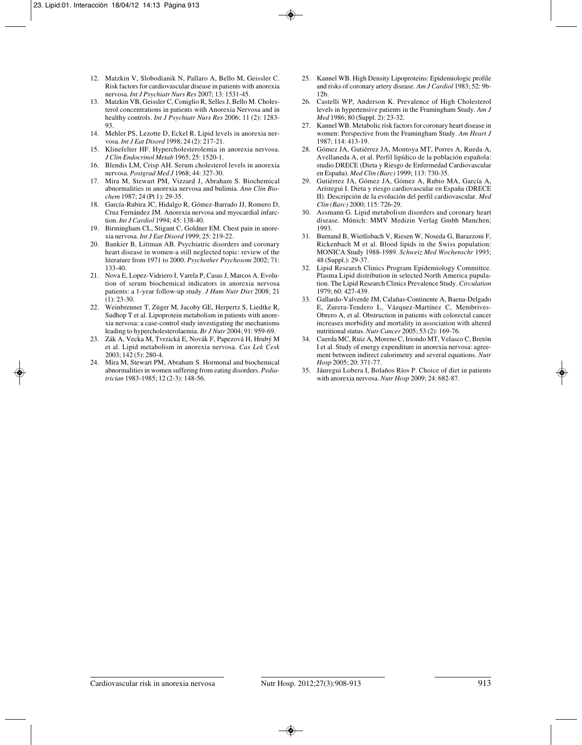12. Matzkin V, Slobodianik N, Pallaro A, Bello M, Geissler C. Risk factors for cardiovascular disease in patients with anorexia nervosa. *Int J Psychiatr Nurs Res* 2007; 13: 1531-45.
13. Matzkin VB, Geissler C, Coniglio R, Selles J, Bello M. Cholesterol concentrations in patients with Anorexia Nervosa and in healthy controls. *Int J Psychiatr Nurs Res* 2006; 11 (2): 1283-93.
14. Mehler PS, Lezotte D, Eckel R. Lipid levels in anorexia nervosa. *Int J Eat Disord* 1998; 24 (2): 217-21.
15. Klinefelter HF. Hypercholesterolemia in anorexia nervosa. *J Clin Endocrinol Metab* 1965; 25: 1520-1.
16. Blendis LM, Crisp AH. Serum cholesterol levels in anorexia nervosa. *Postgrad Med J* 1968; 44: 327-30.
17. Mira M, Stewart PM, Vizzard J, Abraham S. Biochemical abnormalities in anorexia nervosa and bulimia. *Ann Clin Biochem* 1987; 24 (Pt 1): 29-35.
18. García-Rubira JC, Hidalgo R, Gómez-Barrado JJ, Romero D, Cruz Fernández JM. Anorexia nervosa and myocardial infarction. *Int J Cardiol* 1994; 45: 138-40.
19. Birmingham CL, Stigant C, Goldner EM. Chest pain in anorexia nervosa. *Int J Eat Disord* 1999; 25: 219-22.
20. Bankier B, Littman AB. Psychiatric disorders and coronary heart disease in women-a still neglected topic: review of the literature from 1971 to 2000. *Psychother Psychosom* 2002; 71: 133-40.
21. Nova E, Lopez-Vidriero I, Varela P, Casas J, Marcos A. Evolution of serum biochemical indicators in anorexia nervosa patients: a 1-year follow-up study. *J Hum Nutr Diet* 2008; 21 (1): 23-30.
22. Weinbrenner T, Züger M, Jacoby GE, Herpertz S, Liedtke R, Sudhop T et al. Lipoprotein metabolism in patients with anorexia nervosa: a case-control study investigating the mechanisms leading to hypercholesterolaemia. *Br J Nutr* 2004; 91: 959-69.
23. Zák A, Vecka M, Tvrzická E, Novák F, Papezová H, Hrubý M et al. Lipid metabolism in anorexia nervosa. *Cas Lek Cesk* 2003; 142 (5): 280-4.
24. Mira M, Stewart PM, Abraham S. Hormonal and biochemical abnormalities in women suffering from eating disorders. *Pediatrician* 1983-1985; 12 (2-3): 148-56.
25. Kannel WB. High Density Lipoproteins: Epidemiologic profile and risks of coronary artery disease. *Am J Cardiol* 1983; 52: 9b-12b.
26. Castelli WP, Anderson K. Prevalence of High Cholesterol levels in hypertensive patients in the Framingham Study. *Am J Med* 1986; 80 (Suppl. 2): 23-32.
27. Kannel WB. Metabolic risk factors for coronary heart disease in women: Perspective from the Framingham Study. *Am Heart J* 1987; 114: 413-19.
28. Gómez JA, Gutiérrez JA, Montoya MT, Porres A, Rueda A, Avellaneda A, et al. Perfil lipídico de la población española: studio DRECE (Dieta y Riesgo de Enfermedad Cardiovascular en España). *Med Clin (Barc)* 1999; 113: 730-35.
29. Gutiérrez JA, Gómez JA, Gómez A, Rubio MA, García A, Arístegui I. Dieta y riesgo cardiovascular en España (DRECE II). Descripción de la evolución del perfil cardiovascular. *Med Clin (Barc)* 2000; 115: 726-29.
30. Assmann G. Lipid metabolism disorders and coronary heart disease. Múnich: MMV Medizin Verlag Gmbh Munchen; 1993.
31. Burnand B, Wietlisbach V, Riesen W, Noseda G, Barazzoni F, Rickenbach M et al. Blood lipids in the Swiss population: MONICA Study 1988-1989. *Schweiz Med Wochenschr* 1993; 48 (Suppl.): 29-37.
32. Lipid Research Clinics Program Epidemiology Committee. Plasma Lipid distribution in selected North America pupulation. The Lipid Research Clinics Prevalence Study. *Circulation* 1979; 60: 427-439.
33. Gallardo-Valverde JM, Calañas-Continente A, Baena-Delgado E, Zurera-Tendero L, Vázquez-Martínez C, Membrives-Obrero A, et al. Obstruction in patients with colorectal cancer increases morbidity and mortality in association with altered nutritional status. *Nutr Cancer* 2005; 53 (2): 169-76.
34. Cuerda MC, Ruiz A, Moreno C, Iriondo MT, Velasco C, Bretón I et al. Study of energy expenditure in anorexia nervosa: agreement between indirect calorimetry and several equations. *Nutr Hosp* 2005; 20: 371-77.
35. Jáuregui Lobera I, Bolaños Ríos P. Choice of diet in patients with anorexia nervosa. *Nutr Hosp* 2009; 24: 682-87.